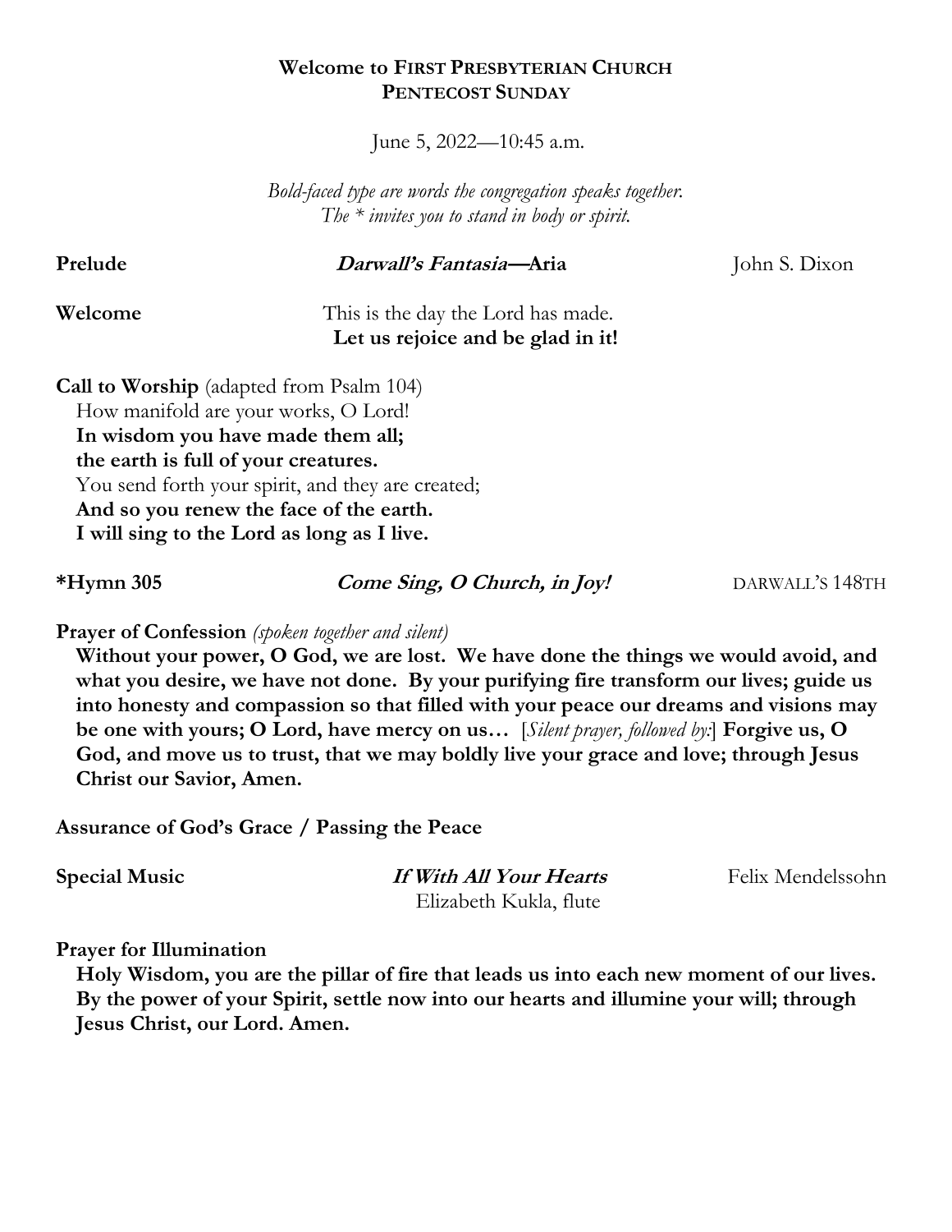**Welcome to FIRST PRESBYTERIAN CHURCH**
**PENTECOST SUNDAY**

June 5, 2022—10:45 a.m.

*Bold-faced type are words the congregation speaks together.*
*The * invites you to stand in body or spirit.*

**Prelude** ***Darwall's Fantasia*—Aria** John S. Dixon

**Welcome** This is the day the Lord has made.
**Let us rejoice and be glad in it!**

**Call to Worship** (adapted from Psalm 104)
How manifold are your works, O Lord!
**In wisdom you have made them all;**
**the earth is full of your creatures.**
You send forth your spirit, and they are created;
**And so you renew the face of the earth.**
**I will sing to the Lord as long as I live.**

***Hymn 305** ***Come Sing, O Church, in Joy!*** DARWALL'S 148TH

**Prayer of Confession** *(spoken together and silent)*
**Without your power, O God, we are lost. We have done the things we would avoid, and what you desire, we have not done. By your purifying fire transform our lives; guide us into honesty and compassion so that filled with your peace our dreams and visions may be one with yours; O Lord, have mercy on us…** [*Silent prayer, followed by:*] **Forgive us, O God, and move us to trust, that we may boldly live your grace and love; through Jesus Christ our Savior, Amen.**

**Assurance of God's Grace / Passing the Peace**

**Special Music** ***If With All Your Hearts*** Felix Mendelssohn
Elizabeth Kukla, flute

**Prayer for Illumination**
**Holy Wisdom, you are the pillar of fire that leads us into each new moment of our lives. By the power of your Spirit, settle now into our hearts and illumine your will; through Jesus Christ, our Lord. Amen.**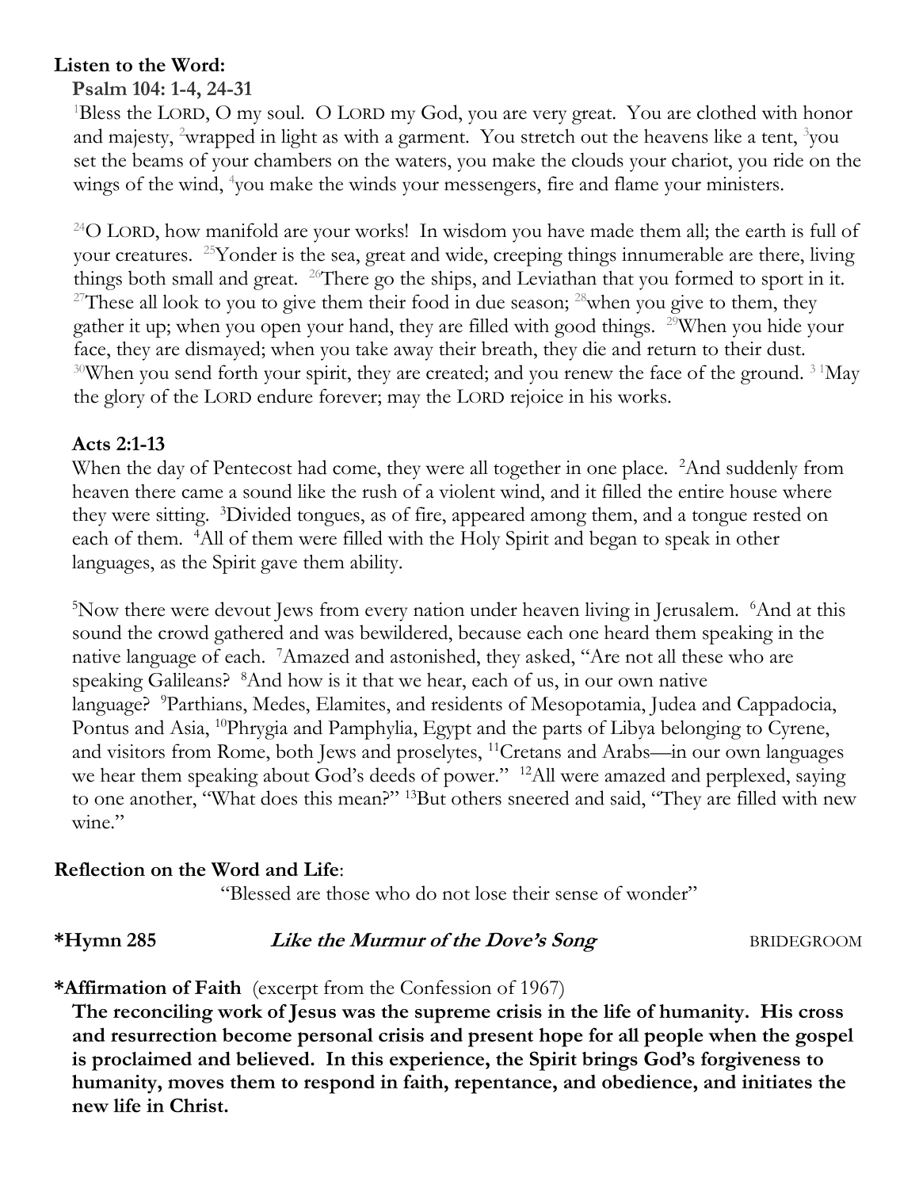**Listen to the Word:**

**Psalm 104: 1-4, 24-31**

[1]Bless the LORD, O my soul. O LORD my God, you are very great. You are clothed with honor and majesty, [2]wrapped in light as with a garment. You stretch out the heavens like a tent, [3]you set the beams of your chambers on the waters, you make the clouds your chariot, you ride on the wings of the wind, [4]you make the winds your messengers, fire and flame your ministers.

[24]O LORD, how manifold are your works! In wisdom you have made them all; the earth is full of your creatures. [25]Yonder is the sea, great and wide, creeping things innumerable are there, living things both small and great. [26]There go the ships, and Leviathan that you formed to sport in it. [27]These all look to you to give them their food in due season; [28]when you give to them, they gather it up; when you open your hand, they are filled with good things. [29]When you hide your face, they are dismayed; when you take away their breath, they die and return to their dust. [30]When you send forth your spirit, they are created; and you renew the face of the ground. [31]May the glory of the LORD endure forever; may the LORD rejoice in his works.

**Acts 2:1-13**

When the day of Pentecost had come, they were all together in one place. [2]And suddenly from heaven there came a sound like the rush of a violent wind, and it filled the entire house where they were sitting. [3]Divided tongues, as of fire, appeared among them, and a tongue rested on each of them. [4]All of them were filled with the Holy Spirit and began to speak in other languages, as the Spirit gave them ability.

[5]Now there were devout Jews from every nation under heaven living in Jerusalem. [6]And at this sound the crowd gathered and was bewildered, because each one heard them speaking in the native language of each. [7]Amazed and astonished, they asked, "Are not all these who are speaking Galileans? [8]And how is it that we hear, each of us, in our own native language? [9]Parthians, Medes, Elamites, and residents of Mesopotamia, Judea and Cappadocia, Pontus and Asia, [10]Phrygia and Pamphylia, Egypt and the parts of Libya belonging to Cyrene, and visitors from Rome, both Jews and proselytes, [11]Cretans and Arabs—in our own languages we hear them speaking about God's deeds of power." [12]All were amazed and perplexed, saying to one another, "What does this mean?" [13]But others sneered and said, "They are filled with new wine."

**Reflection on the Word and Life**:

"Blessed are those who do not lose their sense of wonder"

**\*Hymn 285** ***Like the Murmur of the Dove's Song*** BRIDEGROOM

**\*Affirmation of Faith** (excerpt from the Confession of 1967)

**The reconciling work of Jesus was the supreme crisis in the life of humanity. His cross and resurrection become personal crisis and present hope for all people when the gospel is proclaimed and believed. In this experience, the Spirit brings God's forgiveness to humanity, moves them to respond in faith, repentance, and obedience, and initiates the new life in Christ.**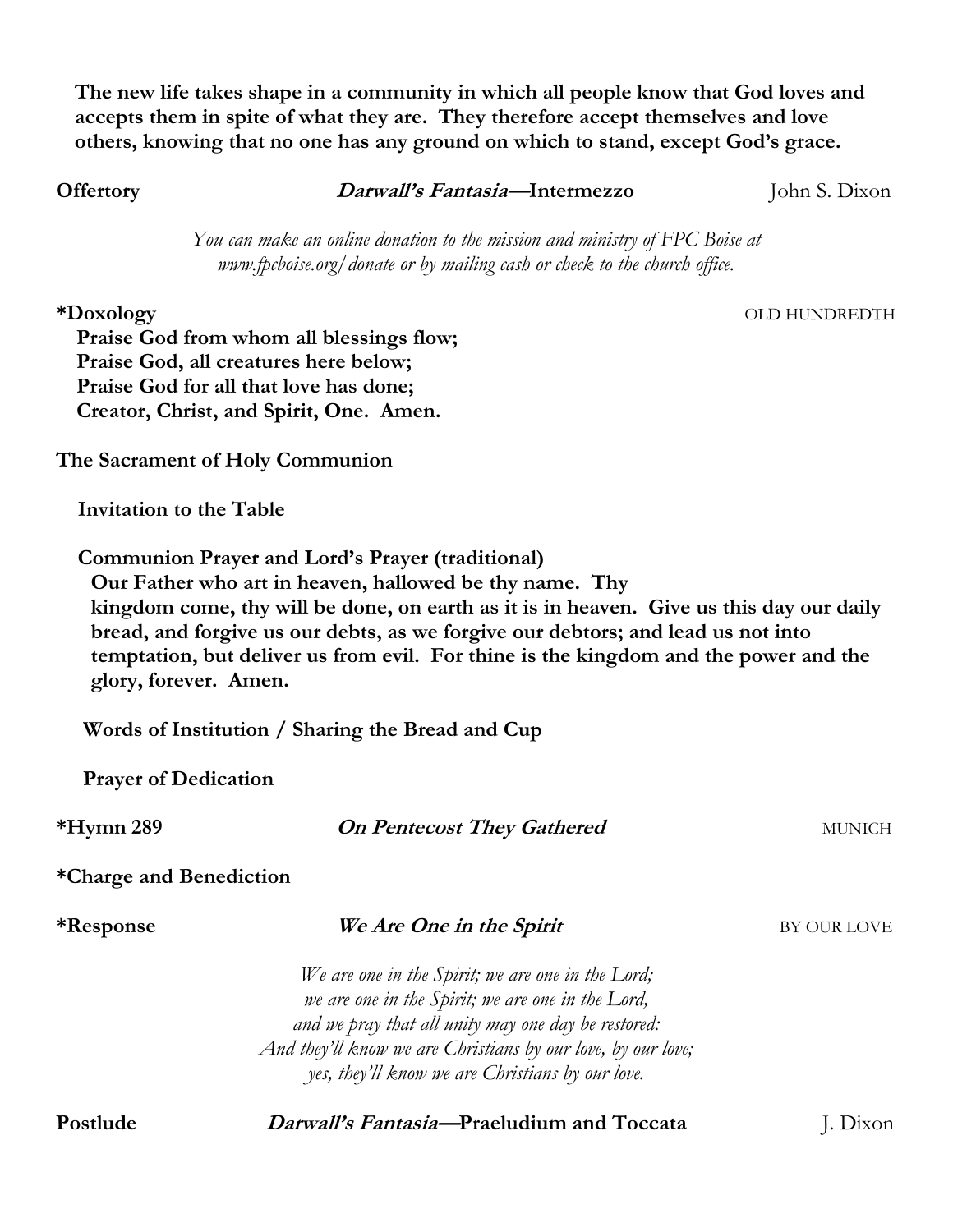**The new life takes shape in a community in which all people know that God loves and accepts them in spite of what they are. They therefore accept themselves and love others, knowing that no one has any ground on which to stand, except God's grace.**

**Offertory** ***Darwall's Fantasia*—Intermezzo** John S. Dixon

*You can make an online donation to the mission and ministry of FPC Boise at www.fpcboise.org/donate or by mailing cash or check to the church office.*

**\*Doxology** OLD HUNDREDTH

**Praise God from whom all blessings flow;**
**Praise God, all creatures here below;**
**Praise God for all that love has done;**
**Creator, Christ, and Spirit, One. Amen.**

**The Sacrament of Holy Communion**

**Invitation to the Table**

**Communion Prayer and Lord's Prayer (traditional)**

**Our Father who art in heaven, hallowed be thy name. Thy kingdom come, thy will be done, on earth as it is in heaven. Give us this day our daily bread, and forgive us our debts, as we forgive our debtors; and lead us not into temptation, but deliver us from evil. For thine is the kingdom and the power and the glory, forever. Amen.**

**Words of Institution / Sharing the Bread and Cup**

**Prayer of Dedication**

**\*Hymn 289** ***On Pentecost They Gathered*** MUNICH

**\*Charge and Benediction**

**\*Response** ***We Are One in the Spirit*** BY OUR LOVE

*We are one in the Spirit; we are one in the Lord;*
*we are one in the Spirit; we are one in the Lord,*
*and we pray that all unity may one day be restored:*
*And they'll know we are Christians by our love, by our love;*
*yes, they'll know we are Christians by our love.*

**Postlude** ***Darwall's Fantasia*—Praeludium and Toccata** J. Dixon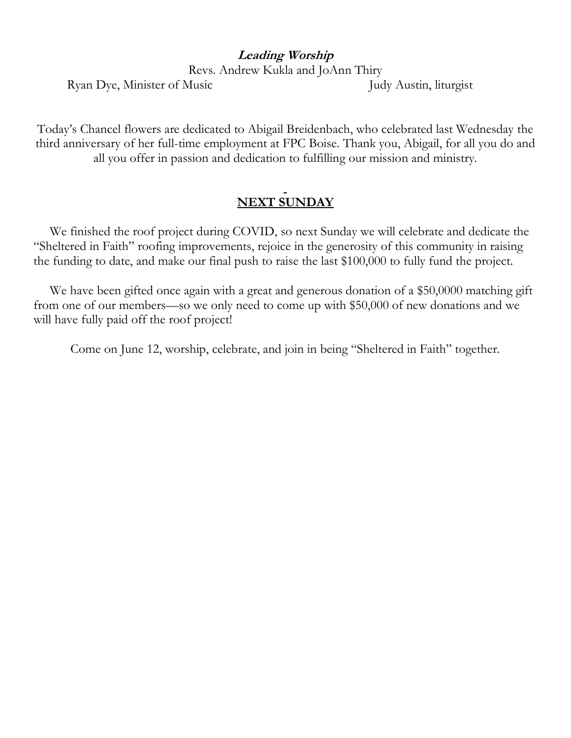***Leading Worship***

Revs. Andrew Kukla and JoAnn Thiry

Ryan Dye, Minister of Music    Judy Austin, liturgist

Today's Chancel flowers are dedicated to Abigail Breidenbach, who celebrated last Wednesday the third anniversary of her full-time employment at FPC Boise. Thank you, Abigail, for all you do and all you offer in passion and dedication to fulfilling our mission and ministry.

## NEXT SUNDAY

We finished the roof project during COVID, so next Sunday we will celebrate and dedicate the "Sheltered in Faith" roofing improvements, rejoice in the generosity of this community in raising the funding to date, and make our final push to raise the last $100,000 to fully fund the project.

We have been gifted once again with a great and generous donation of a $50,0000 matching gift from one of our members—so we only need to come up with $50,000 of new donations and we will have fully paid off the roof project!

Come on June 12, worship, celebrate, and join in being "Sheltered in Faith" together.